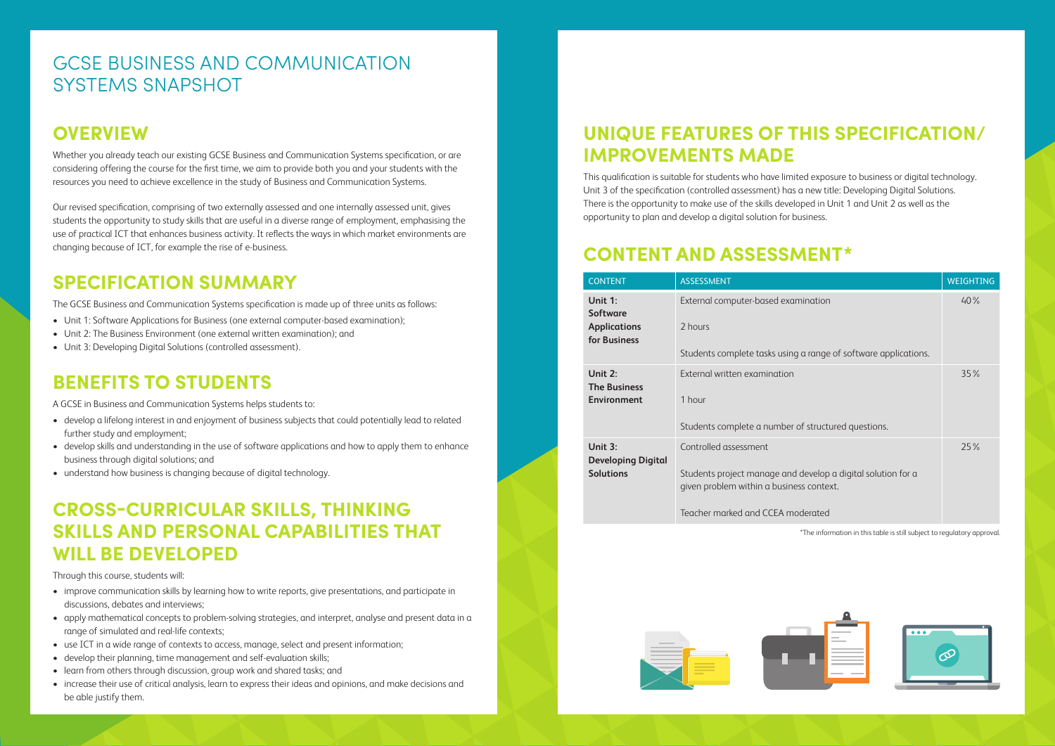# GCSE BUSINESS AND COMMUNICATION SYSTEMS SNAPSHOT

## OVERVIEW

Whether you already teach our existing GCSE Business and Communication Systems specification, or are considering offering the course for the first time, we aim to provide both you and your students with the resources you need to achieve excellence in the study of Business and Communication Systems.

Our revised specification, comprising of two externally assessed and one internally assessed unit, gives students the opportunity to study skills that are useful in a diverse range of employment, emphasising the use of practical ICT that enhances business activity. It reflects the ways in which market environments are changing because of ICT, for example the rise of e-business.

## SPECIFICATION SUMMARY

The GCSE Business and Communication Systems specification is made up of three units as follows:

- Unit 1: Software Applications for Business (one external computer-based examination);
- Unit 2: The Business Environment (one external written examination); and
- Unit 3: Developing Digital Solutions (controlled assessment).

## BENEFITS TO STUDENTS

A GCSE in Business and Communication Systems helps students to:

- develop a lifelong interest in and enjoyment of business subjects that could potentially lead to related further study and employment;
- develop skills and understanding in the use of software applications and how to apply them to enhance business through digital solutions; and
- understand how business is changing because of digital technology.

## CROSS-CURRICULAR SKILLS, THINKING SKILLS AND PERSONAL CAPABILITIES THAT WILL BE DEVELOPED

Through this course, students will:

- improve communication skills by learning how to write reports, give presentations, and participate in discussions, debates and interviews;
- apply mathematical concepts to problem-solving strategies, and interpret, analyse and present data in a range of simulated and real-life contexts;
- use ICT in a wide range of contexts to access, manage, select and present information;
- develop their planning, time management and self-evaluation skills;
- learn from others through discussion, group work and shared tasks; and
- increase their use of critical analysis, learn to express their ideas and opinions, and make decisions and be able justify them.

## UNIQUE FEATURES OF THIS SPECIFICATION/ IMPROVEMENTS MADE

This qualification is suitable for students who have limited exposure to business or digital technology. Unit 3 of the specification (controlled assessment) has a new title: Developing Digital Solutions. There is the opportunity to make use of the skills developed in Unit 1 and Unit 2 as well as the opportunity to plan and develop a digital solution for business.

## CONTENT AND ASSESSMENT*

| CONTENT | ASSESSMENT | WEIGHTING |
| --- | --- | --- |
| **Unit 1: Software Applications for Business** | External computer-based examination<br><br>2 hours<br><br>Students complete tasks using a range of software applications. | 40% |
| **Unit 2: The Business Environment** | External written examination<br><br>1 hour<br><br>Students complete a number of structured questions. | 35% |
| **Unit 3: Developing Digital Solutions** | Controlled assessment<br><br>Students project manage and develop a digital solution for a given problem within a business context.<br><br>Teacher marked and CCEA moderated | 25% |

*The information in this table is still subject to regulatory approval.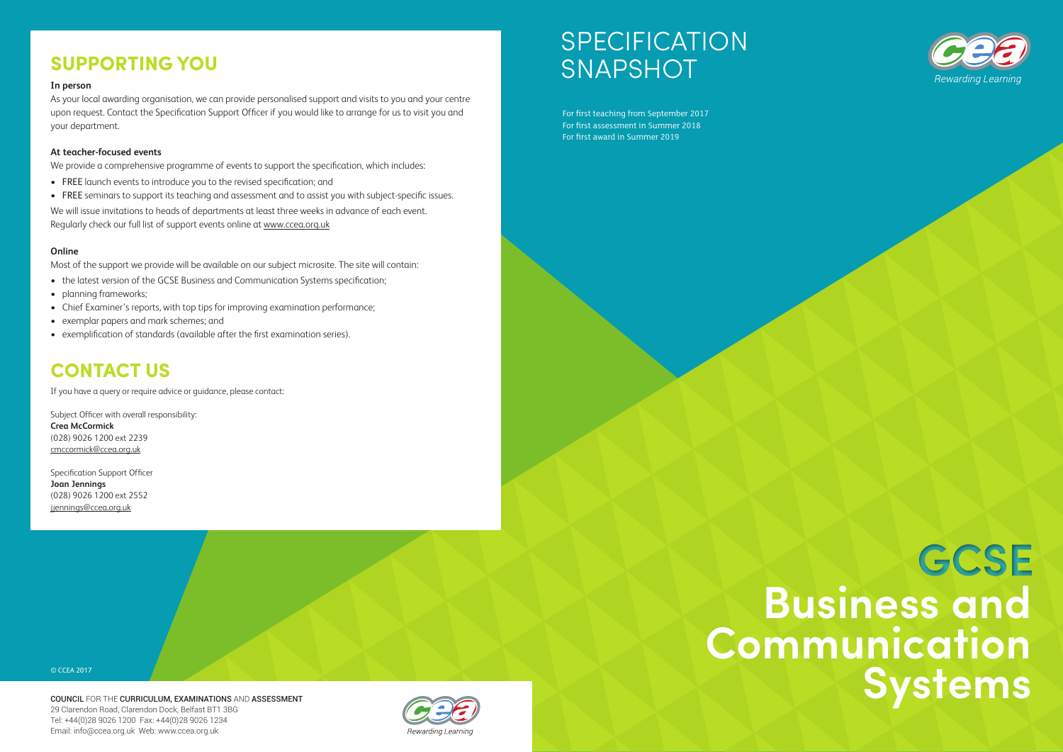## SUPPORTING YOU

**In person**

As your local awarding organisation, we can provide personalised support and visits to you and your centre upon request. Contact the Specification Support Officer if you would like to arrange for us to visit you and your department.

**At teacher-focused events**

We provide a comprehensive programme of events to support the specification, which includes:

- FREE launch events to introduce you to the revised specification; and
- FREE seminars to support its teaching and assessment and to assist you with subject-specific issues.

We will issue invitations to heads of departments at least three weeks in advance of each event. Regularly check our full list of support events online at www.ccea.org.uk

**Online**

Most of the support we provide will be available on our subject microsite. The site will contain:

- the latest version of the GCSE Business and Communication Systems specification;
- planning frameworks;
- Chief Examiner's reports, with top tips for improving examination performance;
- exemplar papers and mark schemes; and
- exemplification of standards (available after the first examination series).

## CONTACT US

If you have a query or require advice or guidance, please contact:

Subject Officer with overall responsibility:
**Crea McCormick**
(028) 9026 1200 ext 2239
crmccormick@ccea.org.uk

Specification Support Officer
**Joan Jennings**
(028) 9026 1200 ext 2552
jjennings@ccea.org.uk

© CCEA 2017

COUNCIL FOR THE CURRICULUM, EXAMINATIONS AND ASSESSMENT
29 Clarendon Road, Clarendon Dock, Belfast BT1 3BG
Tel: +44(0)28 9026 1200 Fax: +44(0)28 9026 1234
Email: info@ccea.org.uk Web: www.ccea.org.uk

# SPECIFICATION SNAPSHOT

Rewarding Learning

For first teaching from September 2017
For first assessment in Summer 2018
For first award in Summer 2019

# GCSE Business and Communication Systems